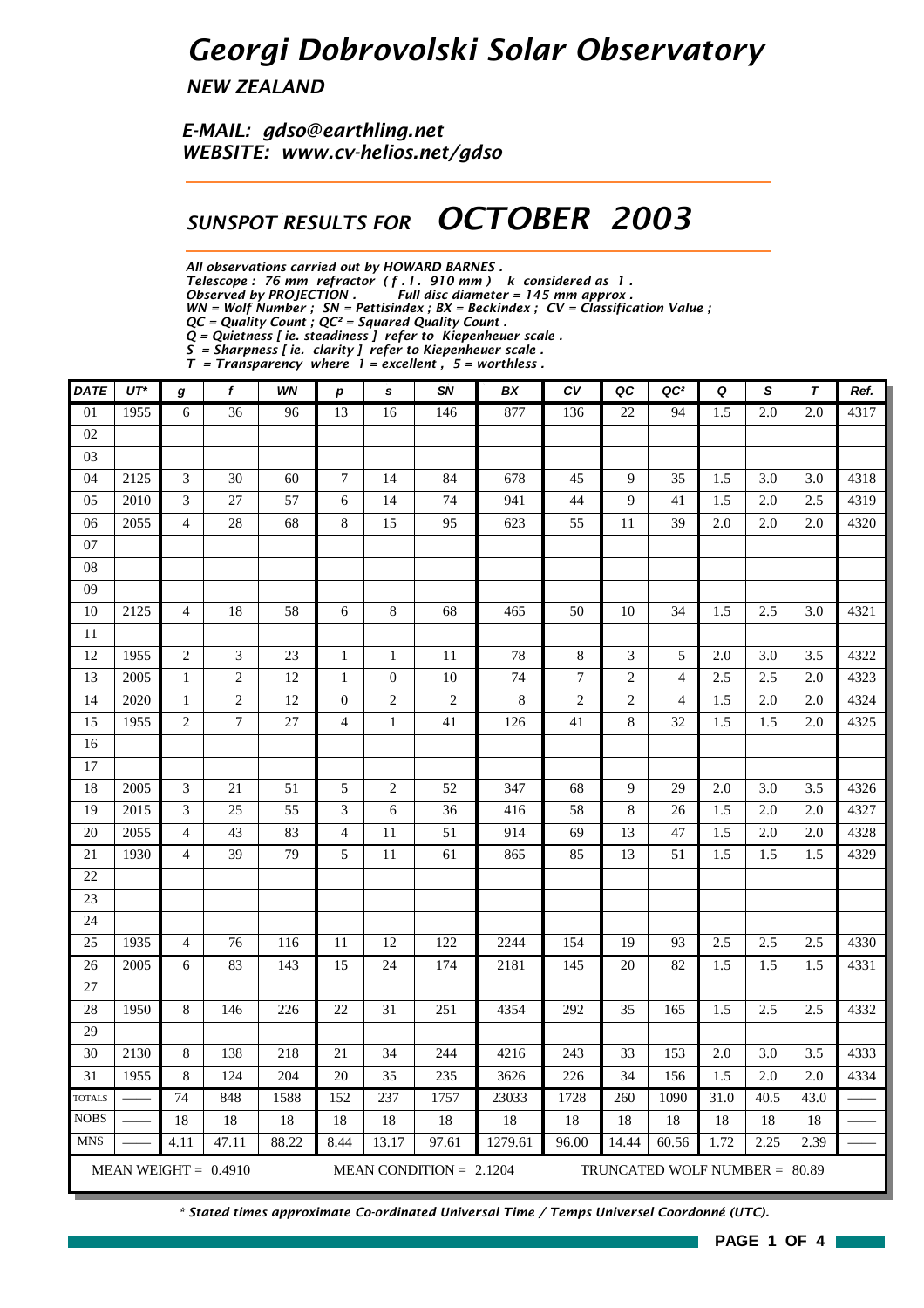# Georgi Dobrovolski Solar Observatory

## NEW ZEALAND

*E-MAIL: gdso@earthling.net*
*WEBSITE: www.cv-helios.net/gdso*

## SUNSPOT RESULTS FOR *OCTOBER 2003*

*All observations carried out by HOWARD BARNES .*
*Telescope : 76 mm refractor ( f . l . 910 mm ) k considered as 1 .*
*Observed by PROJECTION . Full disc diameter = 145 mm approx .*
*WN = Wolf Number ; SN = Pettisindex ; BX = Beckindex ; CV = Classification Value ;*
*QC = Quality Count ; QC² = Squared Quality Count .*
*Q = Quietness [ ie. steadiness ] refer to Kiepenheuer scale .*
*S = Sharpness [ ie. clarity ] refer to Kiepenheuer scale .*
*T = Transparency where 1 = excellent , 5 = worthless .*

| DATE | UT* | g | f | WN | p | s | SN | BX | CV | QC | QC² | Q | S | T | Ref. |
|---|---|---|---|---|---|---|---|---|---|---|---|---|---|---|---|
| 01 | 1955 | 6 | 36 | 96 | 13 | 16 | 146 | 877 | 136 | 22 | 94 | 1.5 | 2.0 | 2.0 | 4317 |
| 02 | | | | | | | | | | | | | | | |
| 03 | | | | | | | | | | | | | | | |
| 04 | 2125 | 3 | 30 | 60 | 7 | 14 | 84 | 678 | 45 | 9 | 35 | 1.5 | 3.0 | 3.0 | 4318 |
| 05 | 2010 | 3 | 27 | 57 | 6 | 14 | 74 | 941 | 44 | 9 | 41 | 1.5 | 2.0 | 2.5 | 4319 |
| 06 | 2055 | 4 | 28 | 68 | 8 | 15 | 95 | 623 | 55 | 11 | 39 | 2.0 | 2.0 | 2.0 | 4320 |
| 07 | | | | | | | | | | | | | | | |
| 08 | | | | | | | | | | | | | | | |
| 09 | | | | | | | | | | | | | | | |
| 10 | 2125 | 4 | 18 | 58 | 6 | 8 | 68 | 465 | 50 | 10 | 34 | 1.5 | 2.5 | 3.0 | 4321 |
| 11 | | | | | | | | | | | | | | | |
| 12 | 1955 | 2 | 3 | 23 | 1 | 1 | 11 | 78 | 8 | 3 | 5 | 2.0 | 3.0 | 3.5 | 4322 |
| 13 | 2005 | 1 | 2 | 12 | 1 | 0 | 10 | 74 | 7 | 2 | 4 | 2.5 | 2.5 | 2.0 | 4323 |
| 14 | 2020 | 1 | 2 | 12 | 0 | 2 | 2 | 8 | 2 | 2 | 4 | 1.5 | 2.0 | 2.0 | 4324 |
| 15 | 1955 | 2 | 7 | 27 | 4 | 1 | 41 | 126 | 41 | 8 | 32 | 1.5 | 1.5 | 2.0 | 4325 |
| 16 | | | | | | | | | | | | | | | |
| 17 | | | | | | | | | | | | | | | |
| 18 | 2005 | 3 | 21 | 51 | 5 | 2 | 52 | 347 | 68 | 9 | 29 | 2.0 | 3.0 | 3.5 | 4326 |
| 19 | 2015 | 3 | 25 | 55 | 3 | 6 | 36 | 416 | 58 | 8 | 26 | 1.5 | 2.0 | 2.0 | 4327 |
| 20 | 2055 | 4 | 43 | 83 | 4 | 11 | 51 | 914 | 69 | 13 | 47 | 1.5 | 2.0 | 2.0 | 4328 |
| 21 | 1930 | 4 | 39 | 79 | 5 | 11 | 61 | 865 | 85 | 13 | 51 | 1.5 | 1.5 | 1.5 | 4329 |
| 22 | | | | | | | | | | | | | | | |
| 23 | | | | | | | | | | | | | | | |
| 24 | | | | | | | | | | | | | | | |
| 25 | 1935 | 4 | 76 | 116 | 11 | 12 | 122 | 2244 | 154 | 19 | 93 | 2.5 | 2.5 | 2.5 | 4330 |
| 26 | 2005 | 6 | 83 | 143 | 15 | 24 | 174 | 2181 | 145 | 20 | 82 | 1.5 | 1.5 | 1.5 | 4331 |
| 27 | | | | | | | | | | | | | | | |
| 28 | 1950 | 8 | 146 | 226 | 22 | 31 | 251 | 4354 | 292 | 35 | 165 | 1.5 | 2.5 | 2.5 | 4332 |
| 29 | | | | | | | | | | | | | | | |
| 30 | 2130 | 8 | 138 | 218 | 21 | 34 | 244 | 4216 | 243 | 33 | 153 | 2.0 | 3.0 | 3.5 | 4333 |
| 31 | 1955 | 8 | 124 | 204 | 20 | 35 | 235 | 3626 | 226 | 34 | 156 | 1.5 | 2.0 | 2.0 | 4334 |
| TOTALS | —— | 74 | 848 | 1588 | 152 | 237 | 1757 | 23033 | 1728 | 260 | 1090 | 31.0 | 40.5 | 43.0 | —— |
| NOBS | —— | 18 | 18 | 18 | 18 | 18 | 18 | 18 | 18 | 18 | 18 | 18 | 18 | 18 | —— |
| MNS | —— | 4.11 | 47.11 | 88.22 | 8.44 | 13.17 | 97.61 | 1279.61 | 96.00 | 14.44 | 60.56 | 1.72 | 2.25 | 2.39 | —— |

MEAN WEIGHT = 0.4910 MEAN CONDITION = 2.1204 TRUNCATED WOLF NUMBER = 80.89

*\* Stated times approximate Co-ordinated Universal Time / Temps Universel Coordonné (UTC).*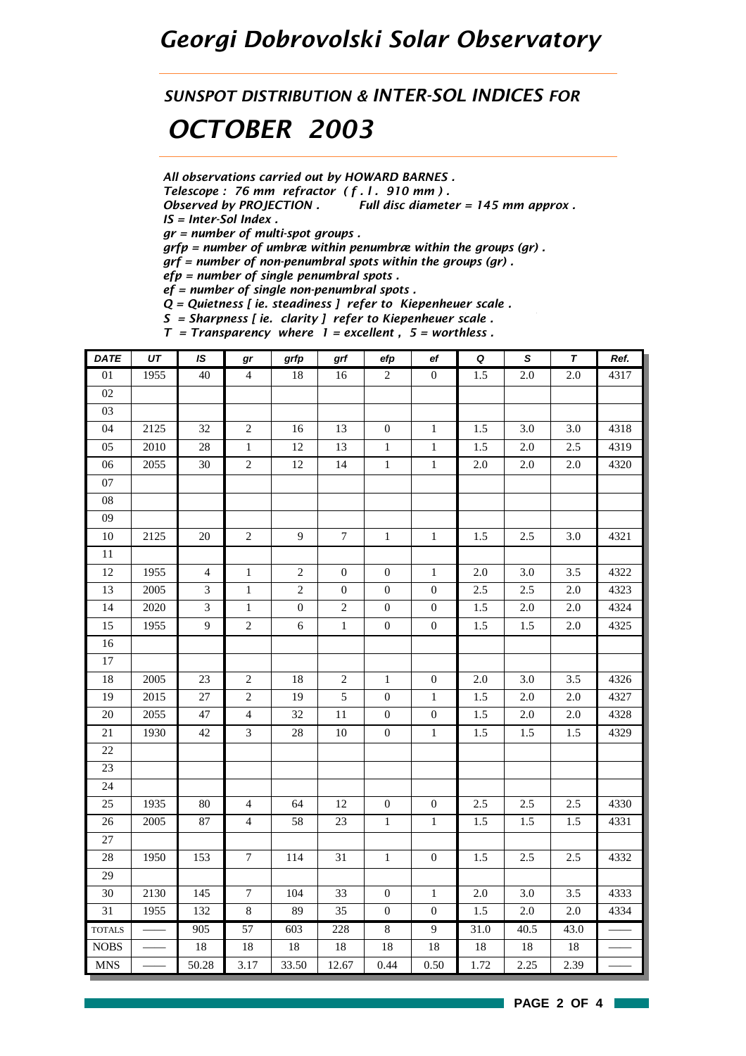# *Georgi Dobrovolski Solar Observatory*

## *SUNSPOT DISTRIBUTION & INTER-SOL INDICES FOR*

# *OCTOBER 2003*

*All observations carried out by HOWARD BARNES .*
*Telescope : 76 mm refractor ( f . l . 910 mm ) .*
*Observed by PROJECTION . Full disc diameter = 145 mm approx .*
*IS = Inter-Sol Index .*
*gr = number of multi-spot groups .*
*grfp = number of umbræ within penumbræ within the groups (gr) .*
*grf = number of non-penumbral spots within the groups (gr) .*
*efp = number of single penumbral spots .*
*ef = number of single non-penumbral spots .*
*Q = Quietness [ ie. steadiness ] refer to Kiepenheuer scale .*
*S = Sharpness [ ie. clarity ] refer to Kiepenheuer scale .*
*T = Transparency where 1 = excellent , 5 = worthless .*

| DATE | UT | IS | gr | grfp | grf | efp | ef | Q | S | T | Ref. |
|---|---|---|---|---|---|---|---|---|---|---|---|
| 01 | 1955 | 40 | 4 | 18 | 16 | 2 | 0 | 1.5 | 2.0 | 2.0 | 4317 |
| 02 | | | | | | | | | | | |
| 03 | | | | | | | | | | | |
| 04 | 2125 | 32 | 2 | 16 | 13 | 0 | 1 | 1.5 | 3.0 | 3.0 | 4318 |
| 05 | 2010 | 28 | 1 | 12 | 13 | 1 | 1 | 1.5 | 2.0 | 2.5 | 4319 |
| 06 | 2055 | 30 | 2 | 12 | 14 | 1 | 1 | 2.0 | 2.0 | 2.0 | 4320 |
| 07 | | | | | | | | | | | |
| 08 | | | | | | | | | | | |
| 09 | | | | | | | | | | | |
| 10 | 2125 | 20 | 2 | 9 | 7 | 1 | 1 | 1.5 | 2.5 | 3.0 | 4321 |
| 11 | | | | | | | | | | | |
| 12 | 1955 | 4 | 1 | 2 | 0 | 0 | 1 | 2.0 | 3.0 | 3.5 | 4322 |
| 13 | 2005 | 3 | 1 | 2 | 0 | 0 | 0 | 2.5 | 2.5 | 2.0 | 4323 |
| 14 | 2020 | 3 | 1 | 0 | 2 | 0 | 0 | 1.5 | 2.0 | 2.0 | 4324 |
| 15 | 1955 | 9 | 2 | 6 | 1 | 0 | 0 | 1.5 | 1.5 | 2.0 | 4325 |
| 16 | | | | | | | | | | | |
| 17 | | | | | | | | | | | |
| 18 | 2005 | 23 | 2 | 18 | 2 | 1 | 0 | 2.0 | 3.0 | 3.5 | 4326 |
| 19 | 2015 | 27 | 2 | 19 | 5 | 0 | 1 | 1.5 | 2.0 | 2.0 | 4327 |
| 20 | 2055 | 47 | 4 | 32 | 11 | 0 | 0 | 1.5 | 2.0 | 2.0 | 4328 |
| 21 | 1930 | 42 | 3 | 28 | 10 | 0 | 1 | 1.5 | 1.5 | 1.5 | 4329 |
| 22 | | | | | | | | | | | |
| 23 | | | | | | | | | | | |
| 24 | | | | | | | | | | | |
| 25 | 1935 | 80 | 4 | 64 | 12 | 0 | 0 | 2.5 | 2.5 | 2.5 | 4330 |
| 26 | 2005 | 87 | 4 | 58 | 23 | 1 | 1 | 1.5 | 1.5 | 1.5 | 4331 |
| 27 | | | | | | | | | | | |
| 28 | 1950 | 153 | 7 | 114 | 31 | 1 | 0 | 1.5 | 2.5 | 2.5 | 4332 |
| 29 | | | | | | | | | | | |
| 30 | 2130 | 145 | 7 | 104 | 33 | 0 | 1 | 2.0 | 3.0 | 3.5 | 4333 |
| 31 | 1955 | 132 | 8 | 89 | 35 | 0 | 0 | 1.5 | 2.0 | 2.0 | 4334 |
| TOTALS | —— | 905 | 57 | 603 | 228 | 8 | 9 | 31.0 | 40.5 | 43.0 | —— |
| NOBS | —— | 18 | 18 | 18 | 18 | 18 | 18 | 18 | 18 | 18 | —— |
| MNS | —— | 50.28 | 3.17 | 33.50 | 12.67 | 0.44 | 0.50 | 1.72 | 2.25 | 2.39 | —— |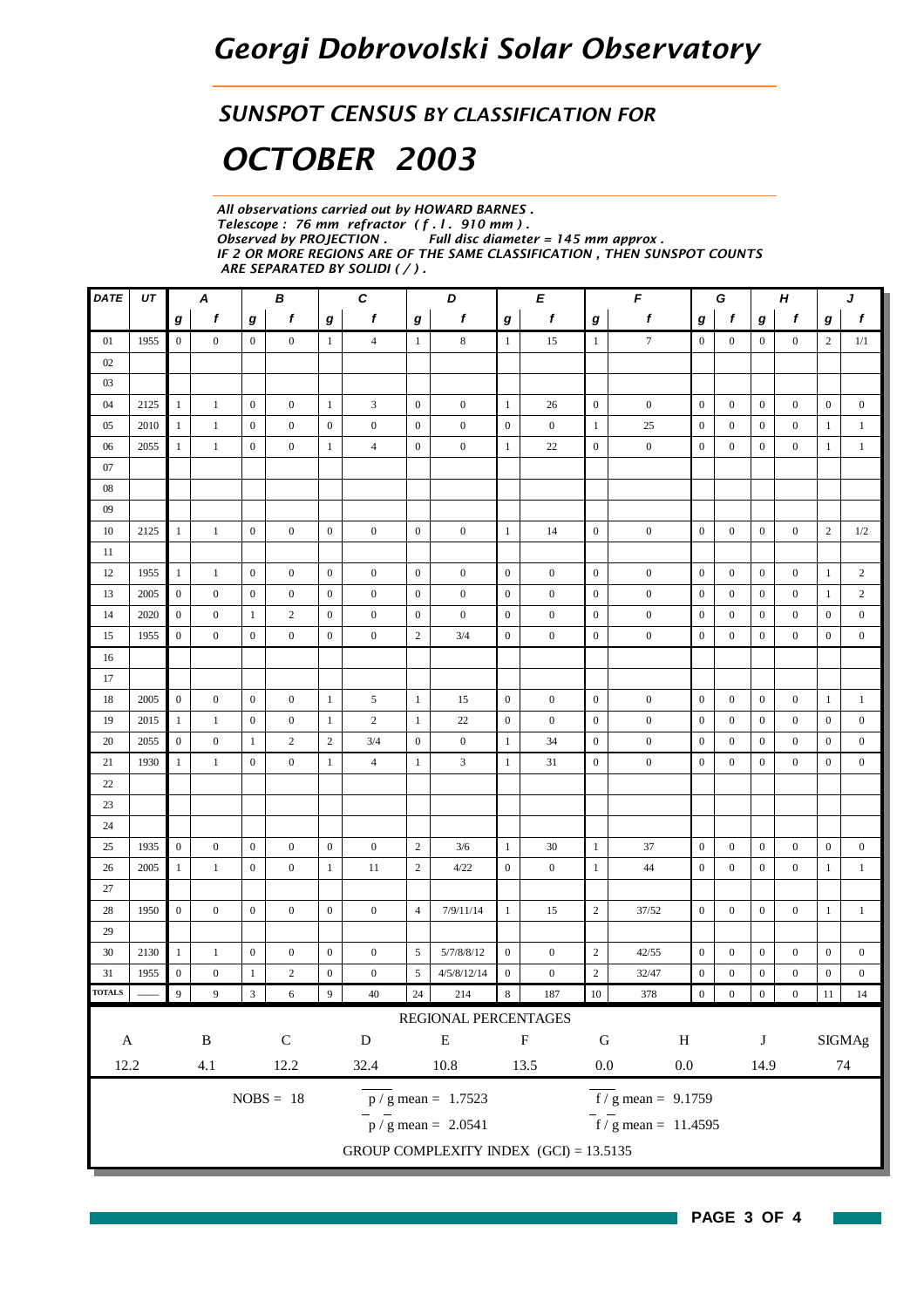# Georgi Dobrovolski Solar Observatory

## SUNSPOT CENSUS BY CLASSIFICATION FOR

## OCTOBER 2003

*All observations carried out by HOWARD BARNES .*
*Telescope : 76 mm refractor ( f . l . 910 mm ) .*
*Observed by PROJECTION .   Full disc diameter = 145 mm approx .*
*IF 2 OR MORE REGIONS ARE OF THE SAME CLASSIFICATION , THEN SUNSPOT COUNTS ARE SEPARATED BY SOLIDI ( / ) .*

| DATE | UT | A | | B | | C | | D | | E | | F | | G | | H | | J | |
|---|---|---|---|---|---|---|---|---|---|---|---|---|---|---|---|---|---|---|---|
| | | g | f | g | f | g | f | g | f | g | f | g | f | g | f | g | f | g | f |
| 01 | 1955 | 0 | 0 | 0 | 0 | 1 | 4 | 1 | 8 | 1 | 15 | 1 | 7 | 0 | 0 | 0 | 0 | 2 | 1/1 |
| 02 | | | | | | | | | | | | | | | | | | | |
| 03 | | | | | | | | | | | | | | | | | | | |
| 04 | 2125 | 1 | 1 | 0 | 0 | 1 | 3 | 0 | 0 | 1 | 26 | 0 | 0 | 0 | 0 | 0 | 0 | 0 | 0 |
| 05 | 2010 | 1 | 1 | 0 | 0 | 0 | 0 | 0 | 0 | 0 | 0 | 1 | 25 | 0 | 0 | 0 | 0 | 1 | 1 |
| 06 | 2055 | 1 | 1 | 0 | 0 | 1 | 4 | 0 | 0 | 1 | 22 | 0 | 0 | 0 | 0 | 0 | 0 | 1 | 1 |
| 07 | | | | | | | | | | | | | | | | | | | |
| 08 | | | | | | | | | | | | | | | | | | | |
| 09 | | | | | | | | | | | | | | | | | | | |
| 10 | 2125 | 1 | 1 | 0 | 0 | 0 | 0 | 0 | 0 | 1 | 14 | 0 | 0 | 0 | 0 | 0 | 0 | 2 | 1/2 |
| 11 | | | | | | | | | | | | | | | | | | | |
| 12 | 1955 | 1 | 1 | 0 | 0 | 0 | 0 | 0 | 0 | 0 | 0 | 0 | 0 | 0 | 0 | 0 | 0 | 1 | 2 |
| 13 | 2005 | 0 | 0 | 0 | 0 | 0 | 0 | 0 | 0 | 0 | 0 | 0 | 0 | 0 | 0 | 0 | 0 | 1 | 2 |
| 14 | 2020 | 0 | 0 | 1 | 2 | 0 | 0 | 0 | 0 | 0 | 0 | 0 | 0 | 0 | 0 | 0 | 0 | 0 | 0 |
| 15 | 1955 | 0 | 0 | 0 | 0 | 0 | 0 | 2 | 3/4 | 0 | 0 | 0 | 0 | 0 | 0 | 0 | 0 | 0 | 0 |
| 16 | | | | | | | | | | | | | | | | | | | |
| 17 | | | | | | | | | | | | | | | | | | | |
| 18 | 2005 | 0 | 0 | 0 | 0 | 1 | 5 | 1 | 15 | 0 | 0 | 0 | 0 | 0 | 0 | 0 | 0 | 1 | 1 |
| 19 | 2015 | 1 | 1 | 0 | 0 | 1 | 2 | 1 | 22 | 0 | 0 | 0 | 0 | 0 | 0 | 0 | 0 | 0 | 0 |
| 20 | 2055 | 0 | 0 | 1 | 2 | 2 | 3/4 | 0 | 0 | 1 | 34 | 0 | 0 | 0 | 0 | 0 | 0 | 0 | 0 |
| 21 | 1930 | 1 | 1 | 0 | 0 | 1 | 4 | 1 | 3 | 1 | 31 | 0 | 0 | 0 | 0 | 0 | 0 | 0 | 0 |
| 22 | | | | | | | | | | | | | | | | | | | |
| 23 | | | | | | | | | | | | | | | | | | | |
| 24 | | | | | | | | | | | | | | | | | | | |
| 25 | 1935 | 0 | 0 | 0 | 0 | 0 | 0 | 2 | 3/6 | 1 | 30 | 1 | 37 | 0 | 0 | 0 | 0 | 0 | 0 |
| 26 | 2005 | 1 | 1 | 0 | 0 | 1 | 11 | 2 | 4/22 | 0 | 0 | 1 | 44 | 0 | 0 | 0 | 0 | 1 | 1 |
| 27 | | | | | | | | | | | | | | | | | | | |
| 28 | 1950 | 0 | 0 | 0 | 0 | 0 | 0 | 4 | 7/9/11/14 | 1 | 15 | 2 | 37/52 | 0 | 0 | 0 | 0 | 1 | 1 |
| 29 | | | | | | | | | | | | | | | | | | | |
| 30 | 2130 | 1 | 1 | 0 | 0 | 0 | 0 | 5 | 5/7/8/8/12 | 0 | 0 | 2 | 42/55 | 0 | 0 | 0 | 0 | 0 | 0 |
| 31 | 1955 | 0 | 0 | 1 | 2 | 0 | 0 | 5 | 4/5/8/12/14 | 0 | 0 | 2 | 32/47 | 0 | 0 | 0 | 0 | 0 | 0 |
| TOTALS | —— | 9 | 9 | 3 | 6 | 9 | 40 | 24 | 214 | 8 | 187 | 10 | 378 | 0 | 0 | 0 | 0 | 11 | 14 |

REGIONAL PERCENTAGES

| A | B | C | D | E | F | G | H | J | SIGMAg |
|---|---|---|---|---|---|---|---|---|---|
| 12.2 | 4.1 | 12.2 | 32.4 | 10.8 | 13.5 | 0.0 | 0.0 | 14.9 | 74 |

NOBS = 18

$\overline{p / g}$ mean = 1.7523

$\overline{f / g}$ mean = 9.1759

$\bar{p} / \bar{g}$ mean = 2.0541

$\bar{f} / \bar{g}$ mean = 11.4595

GROUP COMPLEXITY INDEX (GCI) = 13.5135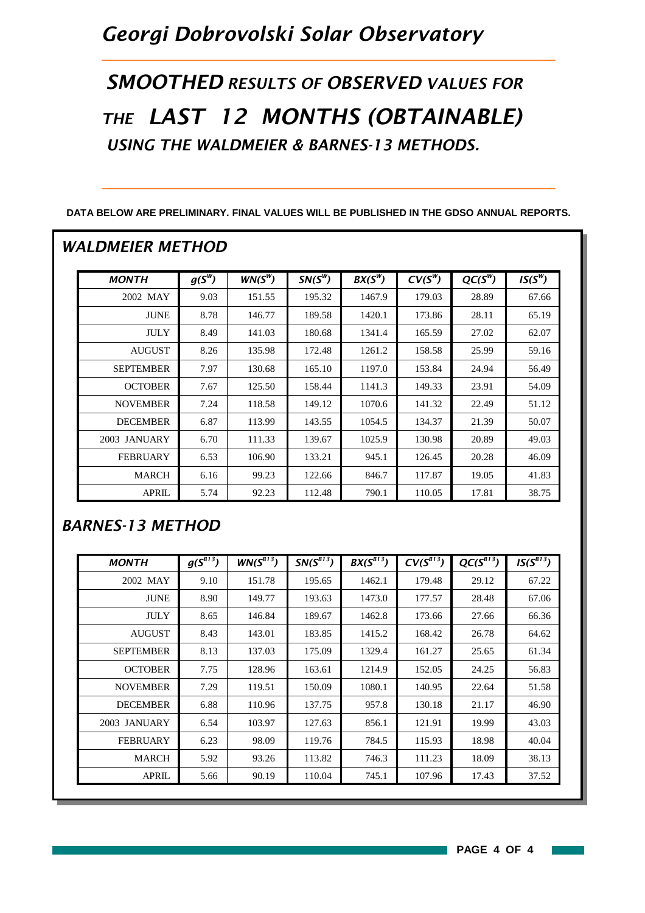# Georgi Dobrovolski Solar Observatory

## SMOOTHED RESULTS OF OBSERVED VALUES FOR THE LAST 12 MONTHS (OBTAINABLE) USING THE WALDMEIER & BARNES-13 METHODS.

**DATA BELOW ARE PRELIMINARY. FINAL VALUES WILL BE PUBLISHED IN THE GDSO ANNUAL REPORTS.**

### WALDMEIER METHOD

| MONTH | $g(S^W)$ | $WN(S^W)$ | $SN(S^W)$ | $BX(S^W)$ | $CV(S^W)$ | $QC(S^W)$ | $IS(S^W)$ |
|---|---|---|---|---|---|---|---|
| 2002 MAY | 9.03 | 151.55 | 195.32 | 1467.9 | 179.03 | 28.89 | 67.66 |
| JUNE | 8.78 | 146.77 | 189.58 | 1420.1 | 173.86 | 28.11 | 65.19 |
| JULY | 8.49 | 141.03 | 180.68 | 1341.4 | 165.59 | 27.02 | 62.07 |
| AUGUST | 8.26 | 135.98 | 172.48 | 1261.2 | 158.58 | 25.99 | 59.16 |
| SEPTEMBER | 7.97 | 130.68 | 165.10 | 1197.0 | 153.84 | 24.94 | 56.49 |
| OCTOBER | 7.67 | 125.50 | 158.44 | 1141.3 | 149.33 | 23.91 | 54.09 |
| NOVEMBER | 7.24 | 118.58 | 149.12 | 1070.6 | 141.32 | 22.49 | 51.12 |
| DECEMBER | 6.87 | 113.99 | 143.55 | 1054.5 | 134.37 | 21.39 | 50.07 |
| 2003 JANUARY | 6.70 | 111.33 | 139.67 | 1025.9 | 130.98 | 20.89 | 49.03 |
| FEBRUARY | 6.53 | 106.90 | 133.21 | 945.1 | 126.45 | 20.28 | 46.09 |
| MARCH | 6.16 | 99.23 | 122.66 | 846.7 | 117.87 | 19.05 | 41.83 |
| APRIL | 5.74 | 92.23 | 112.48 | 790.1 | 110.05 | 17.81 | 38.75 |

### BARNES-13 METHOD

| MONTH | $g(S^{B13})$ | $WN(S^{B13})$ | $SN(S^{B13})$ | $BX(S^{B13})$ | $CV(S^{B13})$ | $QC(S^{B13})$ | $IS(S^{B13})$ |
|---|---|---|---|---|---|---|---|
| 2002 MAY | 9.10 | 151.78 | 195.65 | 1462.1 | 179.48 | 29.12 | 67.22 |
| JUNE | 8.90 | 149.77 | 193.63 | 1473.0 | 177.57 | 28.48 | 67.06 |
| JULY | 8.65 | 146.84 | 189.67 | 1462.8 | 173.66 | 27.66 | 66.36 |
| AUGUST | 8.43 | 143.01 | 183.85 | 1415.2 | 168.42 | 26.78 | 64.62 |
| SEPTEMBER | 8.13 | 137.03 | 175.09 | 1329.4 | 161.27 | 25.65 | 61.34 |
| OCTOBER | 7.75 | 128.96 | 163.61 | 1214.9 | 152.05 | 24.25 | 56.83 |
| NOVEMBER | 7.29 | 119.51 | 150.09 | 1080.1 | 140.95 | 22.64 | 51.58 |
| DECEMBER | 6.88 | 110.96 | 137.75 | 957.8 | 130.18 | 21.17 | 46.90 |
| 2003 JANUARY | 6.54 | 103.97 | 127.63 | 856.1 | 121.91 | 19.99 | 43.03 |
| FEBRUARY | 6.23 | 98.09 | 119.76 | 784.5 | 115.93 | 18.98 | 40.04 |
| MARCH | 5.92 | 93.26 | 113.82 | 746.3 | 111.23 | 18.09 | 38.13 |
| APRIL | 5.66 | 90.19 | 110.04 | 745.1 | 107.96 | 17.43 | 37.52 |